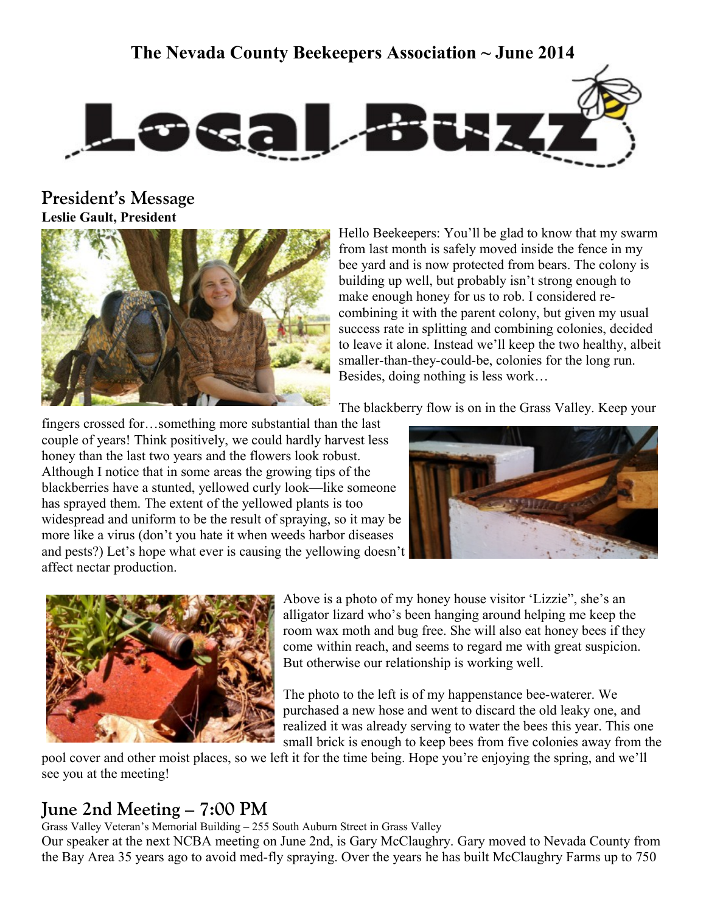# The Nevada County Beekeepers Association ~ June 2014

# Local Buzz

## President's Message

**Leslie Gault, President**

Hello Beekeepers: You'll be glad to know that my swarm from last month is safely moved inside the fence in my bee yard and is now protected from bears. The colony is building up well, but probably isn't strong enough to make enough honey for us to rob. I considered re-combining it with the parent colony, but given my usual success rate in splitting and combining colonies, decided to leave it alone. Instead we'll keep the two healthy, albeit smaller-than-they-could-be, colonies for the long run. Besides, doing nothing is less work…

The blackberry flow is on in the Grass Valley. Keep your fingers crossed for…something more substantial than the last couple of years! Think positively, we could hardly harvest less honey than the last two years and the flowers look robust. Although I notice that in some areas the growing tips of the blackberries have a stunted, yellowed curly look—like someone has sprayed them. The extent of the yellowed plants is too widespread and uniform to be the result of spraying, so it may be more like a virus (don't you hate it when weeds harbor diseases and pests?) Let's hope what ever is causing the yellowing doesn't affect nectar production.

Above is a photo of my honey house visitor 'Lizzie", she's an alligator lizard who's been hanging around helping me keep the room wax moth and bug free. She will also eat honey bees if they come within reach, and seems to regard me with great suspicion. But otherwise our relationship is working well.

The photo to the left is of my happenstance bee-waterer. We purchased a new hose and went to discard the old leaky one, and realized it was already serving to water the bees this year. This one small brick is enough to keep bees from five colonies away from the pool cover and other moist places, so we left it for the time being. Hope you're enjoying the spring, and we'll see you at the meeting!

## June 2nd Meeting – 7:00 PM

Grass Valley Veteran's Memorial Building – 255 South Auburn Street in Grass Valley

Our speaker at the next NCBA meeting on June 2nd, is Gary McClaughry. Gary moved to Nevada County from the Bay Area 35 years ago to avoid med-fly spraying. Over the years he has built McClaughry Farms up to 750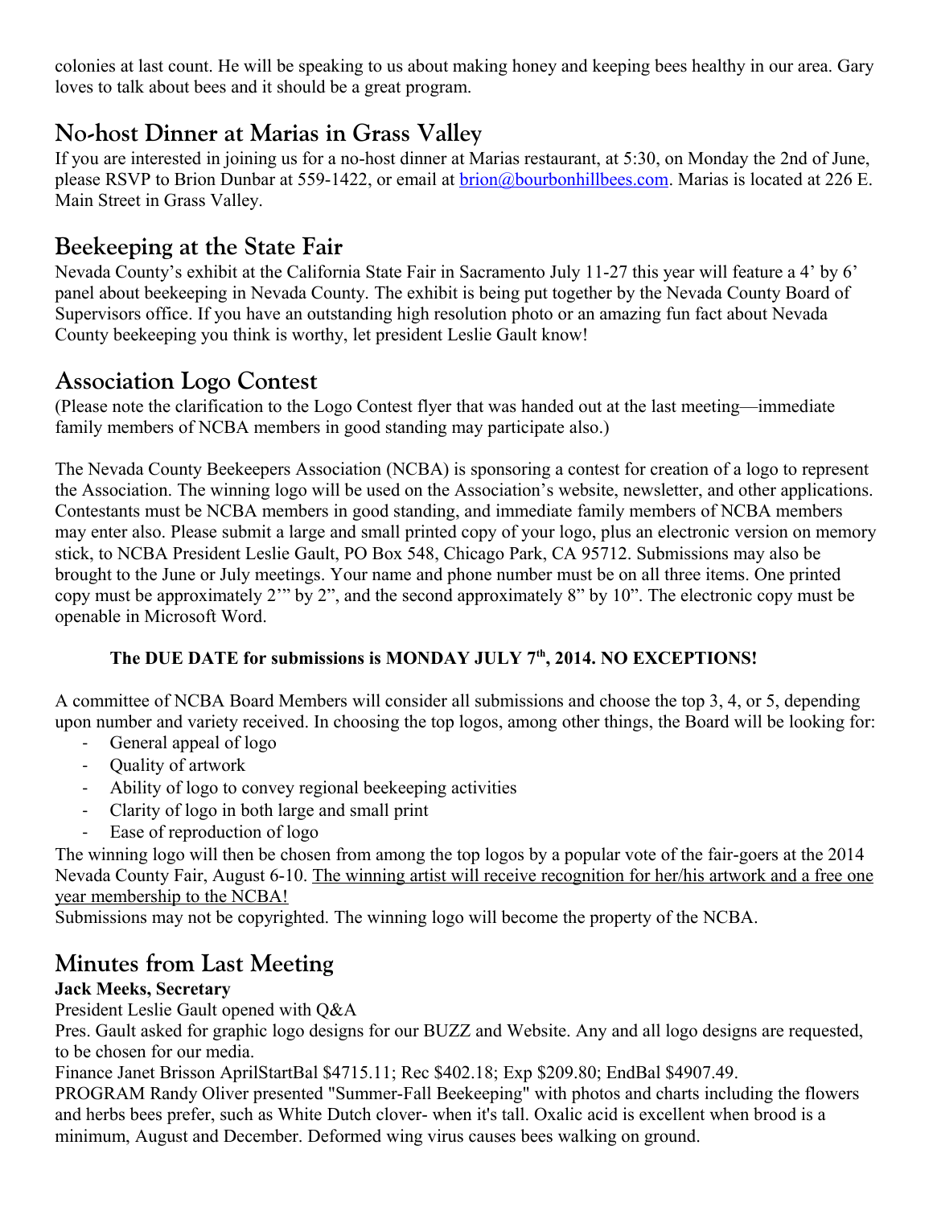colonies at last count. He will be speaking to us about making honey and keeping bees healthy in our area. Gary loves to talk about bees and it should be a great program.

## No-host Dinner at Marias in Grass Valley

If you are interested in joining us for a no-host dinner at Marias restaurant, at 5:30, on Monday the 2nd of June, please RSVP to Brion Dunbar at 559-1422, or email at brion@bourbonhillbees.com. Marias is located at 226 E. Main Street in Grass Valley.

## Beekeeping at the State Fair

Nevada County's exhibit at the California State Fair in Sacramento July 11-27 this year will feature a 4' by 6' panel about beekeeping in Nevada County. The exhibit is being put together by the Nevada County Board of Supervisors office. If you have an outstanding high resolution photo or an amazing fun fact about Nevada County beekeeping you think is worthy, let president Leslie Gault know!

## Association Logo Contest

(Please note the clarification to the Logo Contest flyer that was handed out at the last meeting—immediate family members of NCBA members in good standing may participate also.)

The Nevada County Beekeepers Association (NCBA) is sponsoring a contest for creation of a logo to represent the Association. The winning logo will be used on the Association's website, newsletter, and other applications. Contestants must be NCBA members in good standing, and immediate family members of NCBA members may enter also. Please submit a large and small printed copy of your logo, plus an electronic version on memory stick, to NCBA President Leslie Gault, PO Box 548, Chicago Park, CA 95712. Submissions may also be brought to the June or July meetings. Your name and phone number must be on all three items. One printed copy must be approximately 2'" by 2", and the second approximately 8" by 10". The electronic copy must be openable in Microsoft Word.

**The DUE DATE for submissions is MONDAY JULY 7th, 2014. NO EXCEPTIONS!**

A committee of NCBA Board Members will consider all submissions and choose the top 3, 4, or 5, depending upon number and variety received. In choosing the top logos, among other things, the Board will be looking for:

- General appeal of logo
- Quality of artwork
- Ability of logo to convey regional beekeeping activities
- Clarity of logo in both large and small print
- Ease of reproduction of logo

The winning logo will then be chosen from among the top logos by a popular vote of the fair-goers at the 2014 Nevada County Fair, August 6-10. The winning artist will receive recognition for her/his artwork and a free one year membership to the NCBA!

Submissions may not be copyrighted. The winning logo will become the property of the NCBA.

## Minutes from Last Meeting

**Jack Meeks, Secretary**

President Leslie Gault opened with Q&A

Pres. Gault asked for graphic logo designs for our BUZZ and Website. Any and all logo designs are requested, to be chosen for our media.

Finance Janet Brisson AprilStartBal $4715.11; Rec $402.18; Exp $209.80; EndBal $4907.49.

PROGRAM Randy Oliver presented "Summer-Fall Beekeeping" with photos and charts including the flowers and herbs bees prefer, such as White Dutch clover- when it's tall. Oxalic acid is excellent when brood is a minimum, August and December. Deformed wing virus causes bees walking on ground.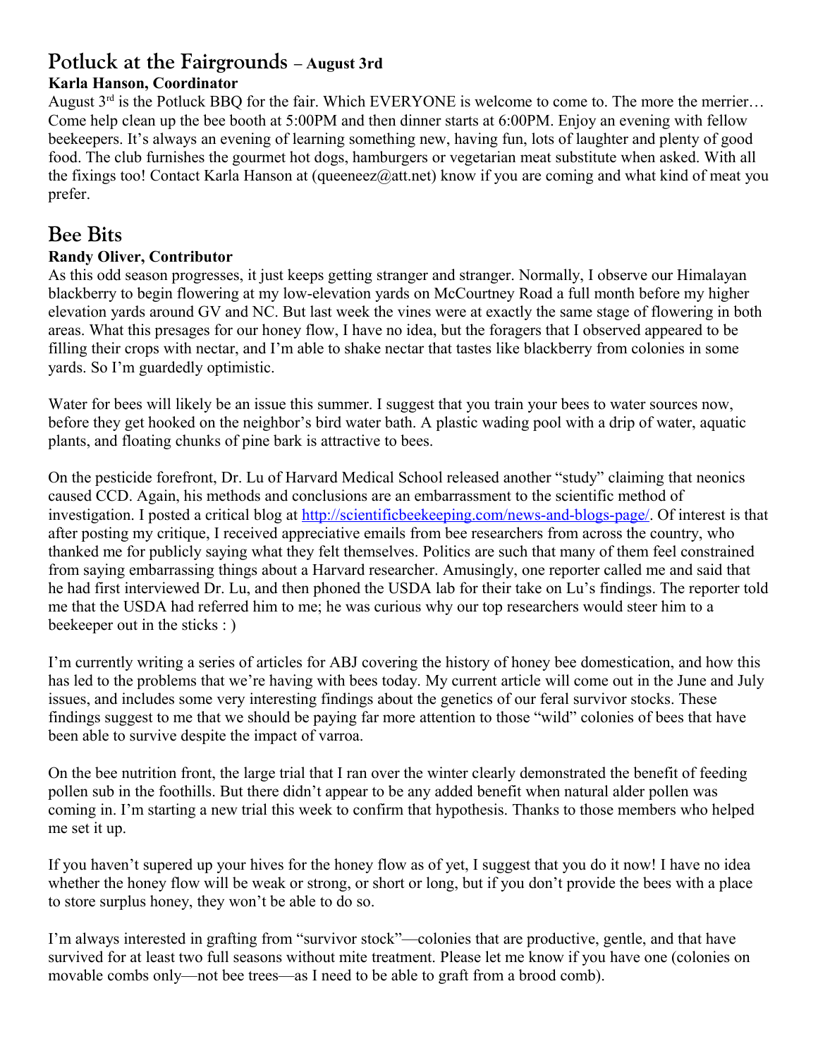## Potluck at the Fairgrounds – August 3rd

**Karla Hanson, Coordinator**

August 3rd is the Potluck BBQ for the fair. Which EVERYONE is welcome to come to. The more the merrier… Come help clean up the bee booth at 5:00PM and then dinner starts at 6:00PM. Enjoy an evening with fellow beekeepers. It's always an evening of learning something new, having fun, lots of laughter and plenty of good food. The club furnishes the gourmet hot dogs, hamburgers or vegetarian meat substitute when asked. With all the fixings too! Contact Karla Hanson at (queeneez@att.net) know if you are coming and what kind of meat you prefer.

## Bee Bits

**Randy Oliver, Contributor**

As this odd season progresses, it just keeps getting stranger and stranger. Normally, I observe our Himalayan blackberry to begin flowering at my low-elevation yards on McCourtney Road a full month before my higher elevation yards around GV and NC. But last week the vines were at exactly the same stage of flowering in both areas. What this presages for our honey flow, I have no idea, but the foragers that I observed appeared to be filling their crops with nectar, and I'm able to shake nectar that tastes like blackberry from colonies in some yards. So I'm guardedly optimistic.

Water for bees will likely be an issue this summer. I suggest that you train your bees to water sources now, before they get hooked on the neighbor's bird water bath. A plastic wading pool with a drip of water, aquatic plants, and floating chunks of pine bark is attractive to bees.

On the pesticide forefront, Dr. Lu of Harvard Medical School released another "study" claiming that neonics caused CCD. Again, his methods and conclusions are an embarrassment to the scientific method of investigation. I posted a critical blog at http://scientificbeekeeping.com/news-and-blogs-page/. Of interest is that after posting my critique, I received appreciative emails from bee researchers from across the country, who thanked me for publicly saying what they felt themselves. Politics are such that many of them feel constrained from saying embarrassing things about a Harvard researcher. Amusingly, one reporter called me and said that he had first interviewed Dr. Lu, and then phoned the USDA lab for their take on Lu's findings. The reporter told me that the USDA had referred him to me; he was curious why our top researchers would steer him to a beekeeper out in the sticks : )

I'm currently writing a series of articles for ABJ covering the history of honey bee domestication, and how this has led to the problems that we're having with bees today. My current article will come out in the June and July issues, and includes some very interesting findings about the genetics of our feral survivor stocks. These findings suggest to me that we should be paying far more attention to those "wild" colonies of bees that have been able to survive despite the impact of varroa.

On the bee nutrition front, the large trial that I ran over the winter clearly demonstrated the benefit of feeding pollen sub in the foothills. But there didn't appear to be any added benefit when natural alder pollen was coming in. I'm starting a new trial this week to confirm that hypothesis. Thanks to those members who helped me set it up.

If you haven't supered up your hives for the honey flow as of yet, I suggest that you do it now! I have no idea whether the honey flow will be weak or strong, or short or long, but if you don't provide the bees with a place to store surplus honey, they won't be able to do so.

I'm always interested in grafting from "survivor stock"—colonies that are productive, gentle, and that have survived for at least two full seasons without mite treatment. Please let me know if you have one (colonies on movable combs only—not bee trees—as I need to be able to graft from a brood comb).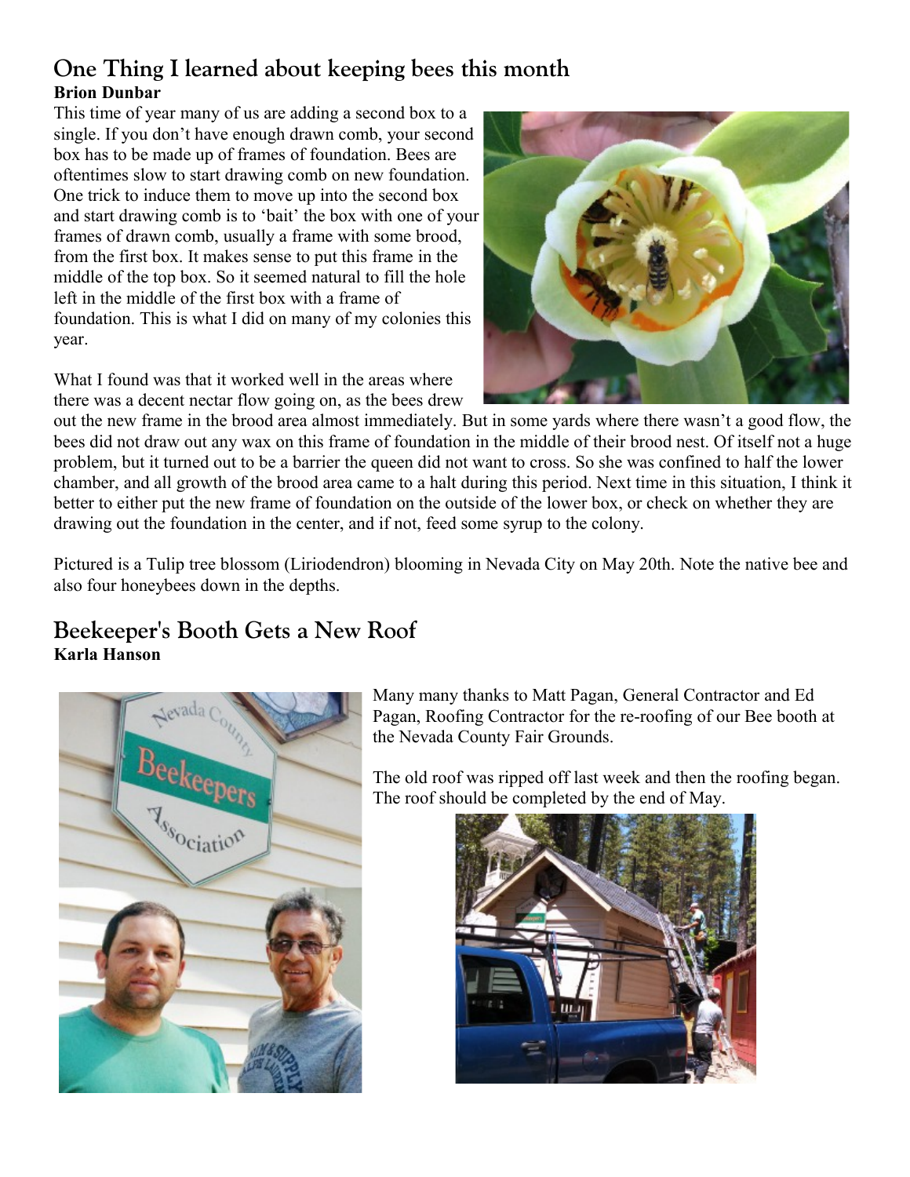## One Thing I learned about keeping bees this month

**Brion Dunbar**

This time of year many of us are adding a second box to a single. If you don't have enough drawn comb, your second box has to be made up of frames of foundation. Bees are oftentimes slow to start drawing comb on new foundation. One trick to induce them to move up into the second box and start drawing comb is to 'bait' the box with one of your frames of drawn comb, usually a frame with some brood, from the first box. It makes sense to put this frame in the middle of the top box. So it seemed natural to fill the hole left in the middle of the first box with a frame of foundation. This is what I did on many of my colonies this year.

What I found was that it worked well in the areas where there was a decent nectar flow going on, as the bees drew out the new frame in the brood area almost immediately. But in some yards where there wasn't a good flow, the bees did not draw out any wax on this frame of foundation in the middle of their brood nest. Of itself not a huge problem, but it turned out to be a barrier the queen did not want to cross. So she was confined to half the lower chamber, and all growth of the brood area came to a halt during this period. Next time in this situation, I think it better to either put the new frame of foundation on the outside of the lower box, or check on whether they are drawing out the foundation in the center, and if not, feed some syrup to the colony.

Pictured is a Tulip tree blossom (Liriodendron) blooming in Nevada City on May 20th. Note the native bee and also four honeybees down in the depths.

## Beekeeper's Booth Gets a New Roof

**Karla Hanson**

Many many thanks to Matt Pagan, General Contractor and Ed Pagan, Roofing Contractor for the re-roofing of our Bee booth at the Nevada County Fair Grounds.

The old roof was ripped off last week and then the roofing began. The roof should be completed by the end of May.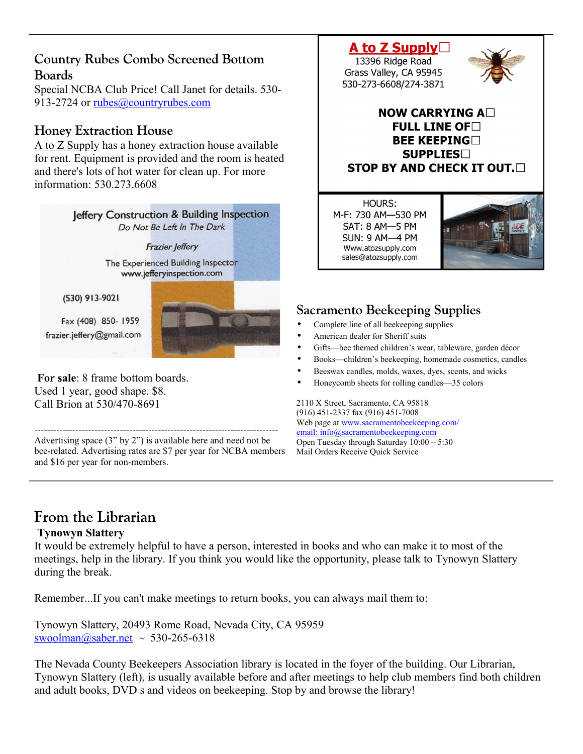## Country Rubes Combo Screened Bottom Boards

Special NCBA Club Price! Call Janet for details. 530-913-2724 or rubes@countryrubes.com

## Honey Extraction House

A to Z Supply has a honey extraction house available for rent. Equipment is provided and the room is heated and there's lots of hot water for clean up. For more information: 530.273.6608

Jeffery Construction & Building Inspection
*Do Not Be Left In The Dark*

*Frazier Jeffery*

The Experienced Building Inspector
www.jefferyinspection.com

(530) 913-9021

Fax (408) 850- 1959
frazier.jeffery@gmail.com

**For sale**: 8 frame bottom boards. Used 1 year, good shape. $8. Call Brion at 530/470-8691

---

Advertising space (3" by 2") is available here and need not be bee-related. Advertising rates are $7 per year for NCBA members and $16 per year for non-members.

**A to Z Supply**
13396 Ridge Road
Grass Valley, CA 95945
530-273-6608/274-3871

**NOW CARRYING A FULL LINE OF BEE KEEPING SUPPLIES**
**STOP BY AND CHECK IT OUT.**

HOURS:
M-F: 730 AM—530 PM
SAT: 8 AM—5 PM
SUN: 9 AM—4 PM
Www.atozsupply.com
sales@atozsupply.com

## Sacramento Beekeeping Supplies

- Complete line of all beekeeping supplies
- American dealer for Sheriff suits
- Gifts—bee themed children's wear, tableware, garden décor
- Books—children's beekeeping, homemade cosmetics, candles
- Beeswax candles, molds, waxes, dyes, scents, and wicks
- Honeycomb sheets for rolling candles—35 colors

2110 X Street, Sacramento, CA 95818
(916) 451-2337 fax (916) 451-7008
Web page at www.sacramentobeekeeping.com/
email: info@sacramentobeekeeping.com
Open Tuesday through Saturday 10:00 – 5:30
Mail Orders Receive Quick Service

---

# From the Librarian

**Tynowyn Slattery**

It would be extremely helpful to have a person, interested in books and who can make it to most of the meetings, help in the library. If you think you would like the opportunity, please talk to Tynowyn Slattery during the break.

Remember...If you can't make meetings to return books, you can always mail them to:

Tynowyn Slattery, 20493 Rome Road, Nevada City, CA 95959
swoolman@saber.net ~ 530-265-6318

The Nevada County Beekeepers Association library is located in the foyer of the building. Our Librarian, Tynowyn Slattery (left), is usually available before and after meetings to help club members find both children and adult books, DVD s and videos on beekeeping. Stop by and browse the library!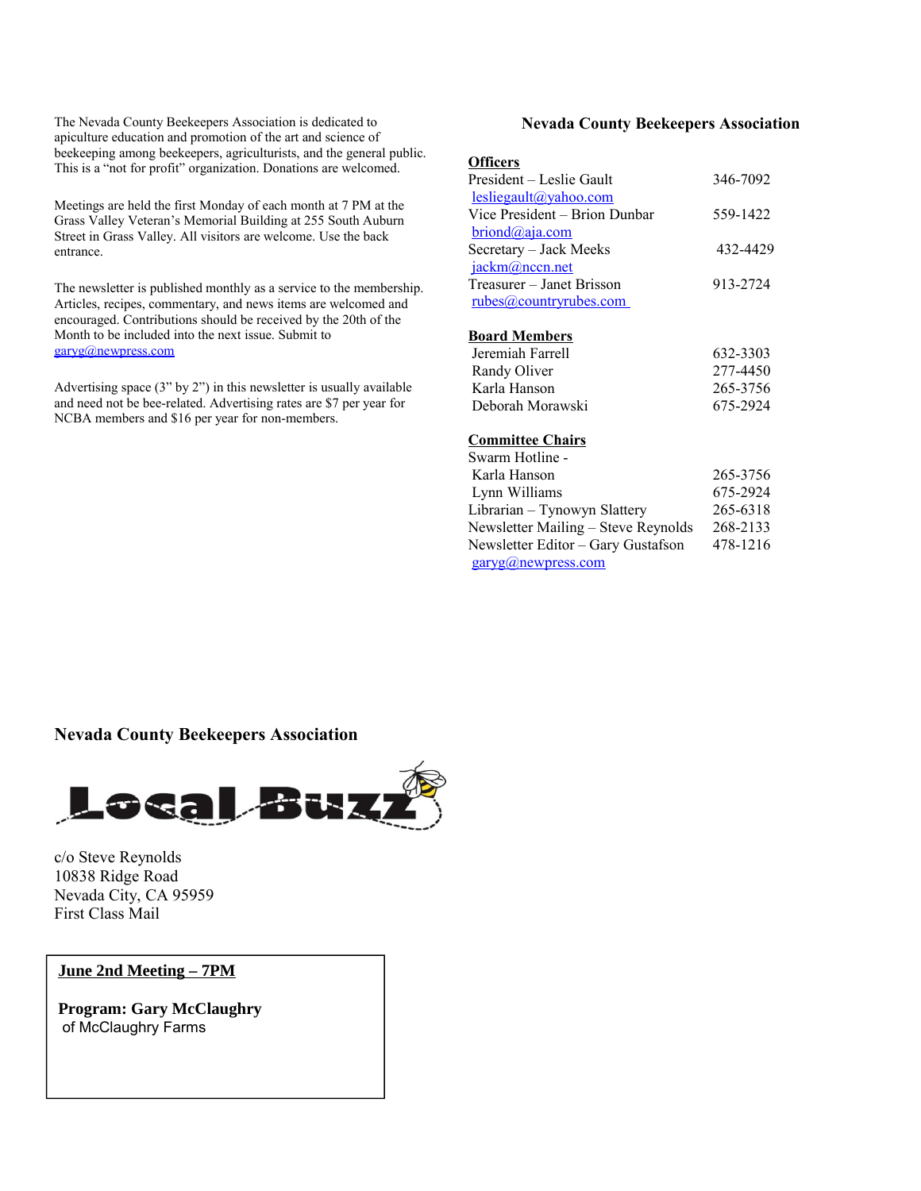The Nevada County Beekeepers Association is dedicated to apiculture education and promotion of the art and science of beekeeping among beekeepers, agriculturists, and the general public. This is a "not for profit" organization. Donations are welcomed.

Meetings are held the first Monday of each month at 7 PM at the Grass Valley Veteran's Memorial Building at 255 South Auburn Street in Grass Valley. All visitors are welcome. Use the back entrance.

The newsletter is published monthly as a service to the membership. Articles, recipes, commentary, and news items are welcomed and encouraged. Contributions should be received by the 20th of the Month to be included into the next issue. Submit to garyg@newpress.com

Advertising space (3" by 2") in this newsletter is usually available and need not be bee-related. Advertising rates are $7 per year for NCBA members and $16 per year for non-members.

## Nevada County Beekeepers Association

**Officers**

President – Leslie Gault 346-7092
lesliegault@yahoo.com
Vice President – Brion Dunbar 559-1422
briond@aja.com
Secretary – Jack Meeks 432-4429
jackm@nccn.net
Treasurer – Janet Brisson 913-2724
rubes@countryrubes.com

**Board Members**

Jeremiah Farrell 632-3303
Randy Oliver 277-4450
Karla Hanson 265-3756
Deborah Morawski 675-2924

**Committee Chairs**

Swarm Hotline -
Karla Hanson 265-3756
Lynn Williams 675-2924
Librarian – Tynowyn Slattery 265-6318
Newsletter Mailing – Steve Reynolds 268-2133
Newsletter Editor – Gary Gustafson 478-1216
garyg@newpress.com

## Nevada County Beekeepers Association

Local Buzz

c/o Steve Reynolds
10838 Ridge Road
Nevada City, CA 95959
First Class Mail

**June 2nd Meeting – 7PM**

**Program: Gary McClaughry**
of McClaughry Farms